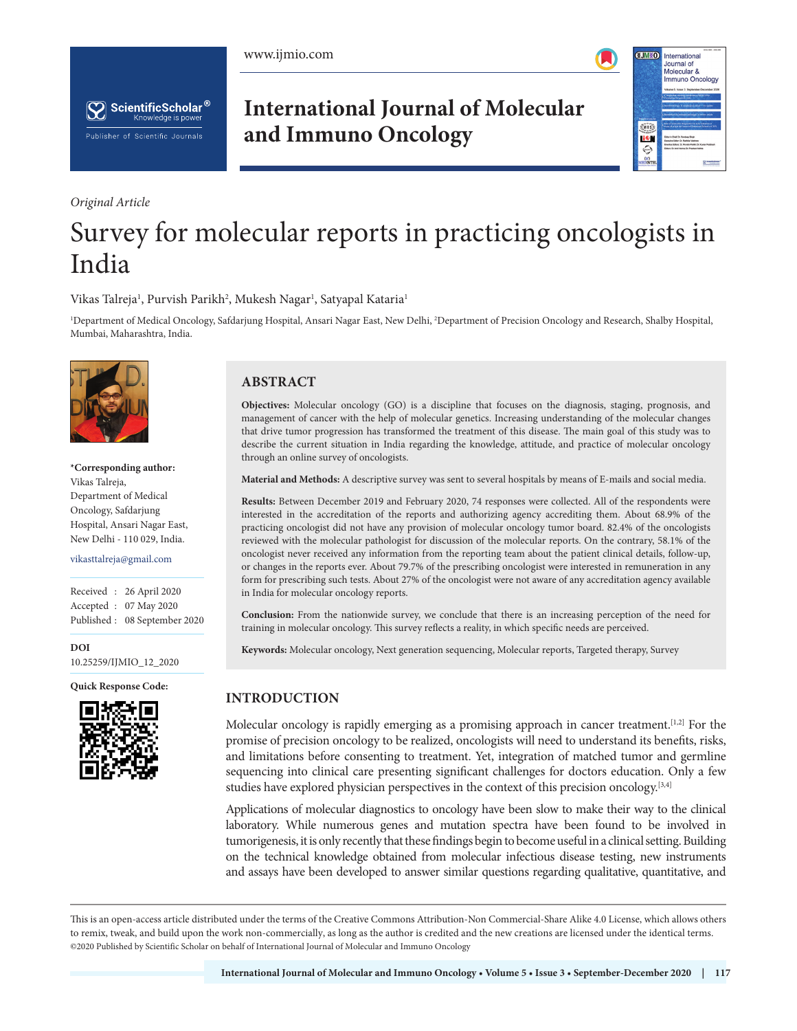*Original Article*

# Survey for molecular reports in practicing oncologists in India

Vikas Talreja[1], Purvish Parikh[2], Mukesh Nagar[1], Satyapal Kataria[1]

[1]Department of Medical Oncology, Safdarjung Hospital, Ansari Nagar East, New Delhi, [2]Department of Precision Oncology and Research, Shalby Hospital, Mumbai, Maharashtra, India.

**\*Corresponding author:**
Vikas Talreja,
Department of Medical Oncology, Safdarjung Hospital, Ansari Nagar East, New Delhi - 110 029, India.

vikasttalreja@gmail.com

Received : 26 April 2020
Accepted : 07 May 2020
Published : 08 September 2020

**DOI**
10.25259/IJMIO_12_2020

**Quick Response Code:**

## ABSTRACT

**Objectives:** Molecular oncology (GO) is a discipline that focuses on the diagnosis, staging, prognosis, and management of cancer with the help of molecular genetics. Increasing understanding of the molecular changes that drive tumor progression has transformed the treatment of this disease. The main goal of this study was to describe the current situation in India regarding the knowledge, attitude, and practice of molecular oncology through an online survey of oncologists.

**Material and Methods:** A descriptive survey was sent to several hospitals by means of E-mails and social media.

**Results:** Between December 2019 and February 2020, 74 responses were collected. All of the respondents were interested in the accreditation of the reports and authorizing agency accrediting them. About 68.9% of the practicing oncologist did not have any provision of molecular oncology tumor board. 82.4% of the oncologists reviewed with the molecular pathologist for discussion of the molecular reports. On the contrary, 58.1% of the oncologist never received any information from the reporting team about the patient clinical details, follow-up, or changes in the reports ever. About 79.7% of the prescribing oncologist were interested in remuneration in any form for prescribing such tests. About 27% of the oncologist were not aware of any accreditation agency available in India for molecular oncology reports.

**Conclusion:** From the nationwide survey, we conclude that there is an increasing perception of the need for training in molecular oncology. This survey reflects a reality, in which specific needs are perceived.

**Keywords:** Molecular oncology, Next generation sequencing, Molecular reports, Targeted therapy, Survey

## INTRODUCTION

Molecular oncology is rapidly emerging as a promising approach in cancer treatment.[1,2] For the promise of precision oncology to be realized, oncologists will need to understand its benefits, risks, and limitations before consenting to treatment. Yet, integration of matched tumor and germline sequencing into clinical care presenting significant challenges for doctors education. Only a few studies have explored physician perspectives in the context of this precision oncology.[3,4]

Applications of molecular diagnostics to oncology have been slow to make their way to the clinical laboratory. While numerous genes and mutation spectra have been found to be involved in tumorigenesis, it is only recently that these findings begin to become useful in a clinical setting. Building on the technical knowledge obtained from molecular infectious disease testing, new instruments and assays have been developed to answer similar questions regarding qualitative, quantitative, and

This is an open-access article distributed under the terms of the Creative Commons Attribution-Non Commercial-Share Alike 4.0 License, which allows others to remix, tweak, and build upon the work non-commercially, as long as the author is credited and the new creations are licensed under the identical terms.
©2020 Published by Scientific Scholar on behalf of International Journal of Molecular and Immuno Oncology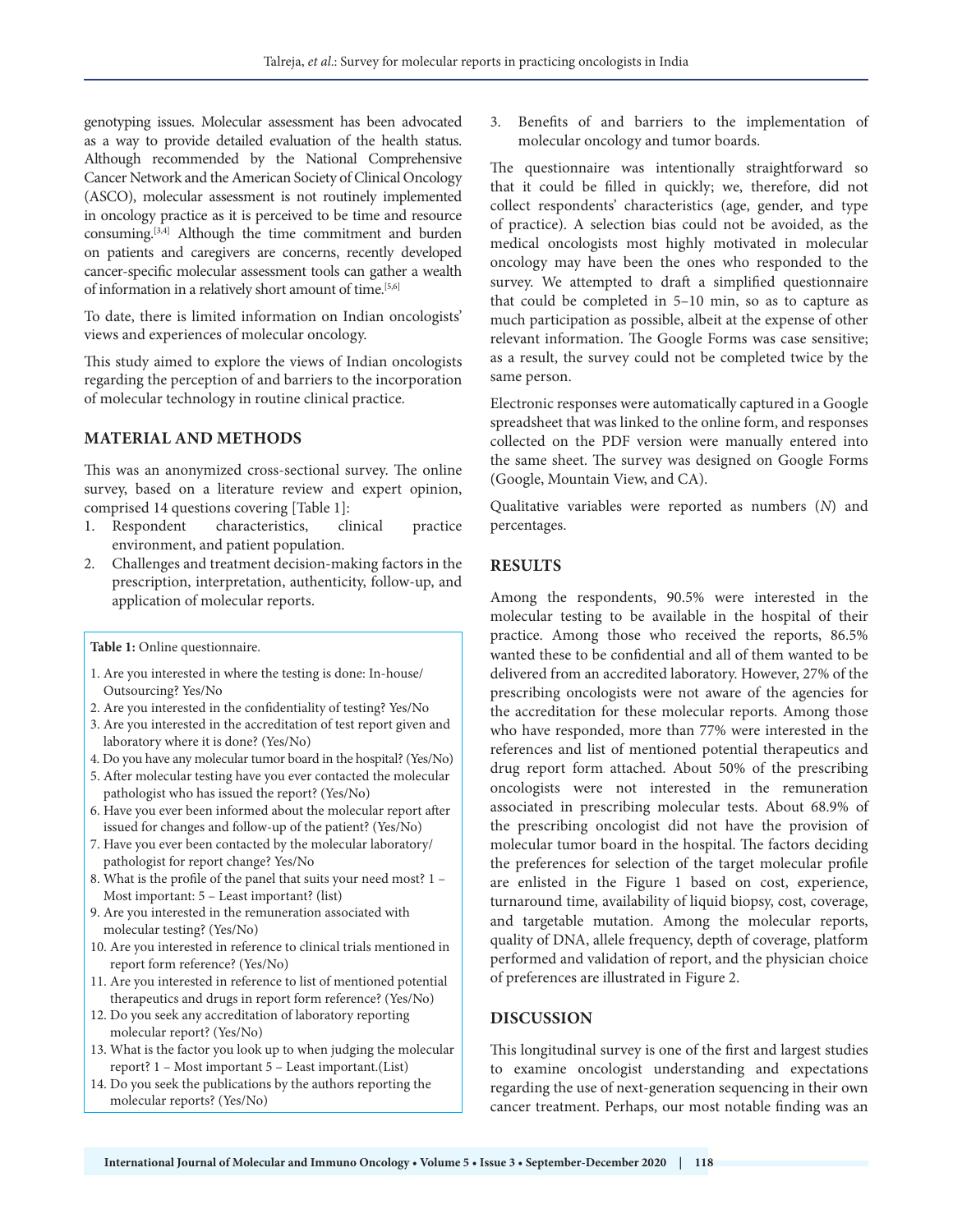genotyping issues. Molecular assessment has been advocated as a way to provide detailed evaluation of the health status. Although recommended by the National Comprehensive Cancer Network and the American Society of Clinical Oncology (ASCO), molecular assessment is not routinely implemented in oncology practice as it is perceived to be time and resource consuming.[3,4] Although the time commitment and burden on patients and caregivers are concerns, recently developed cancer-specific molecular assessment tools can gather a wealth of information in a relatively short amount of time.[5,6]

To date, there is limited information on Indian oncologists' views and experiences of molecular oncology.

This study aimed to explore the views of Indian oncologists regarding the perception of and barriers to the incorporation of molecular technology in routine clinical practice.

## MATERIAL AND METHODS

This was an anonymized cross-sectional survey. The online survey, based on a literature review and expert opinion, comprised 14 questions covering [Table 1]:

1. Respondent characteristics, clinical practice environment, and patient population.
2. Challenges and treatment decision-making factors in the prescription, interpretation, authenticity, follow-up, and application of molecular reports.
3. Benefits of and barriers to the implementation of molecular oncology and tumor boards.

**Table 1:** Online questionnaire.

1. Are you interested in where the testing is done: In-house/ Outsourcing? Yes/No
2. Are you interested in the confidentiality of testing? Yes/No
3. Are you interested in the accreditation of test report given and laboratory where it is done? (Yes/No)
4. Do you have any molecular tumor board in the hospital? (Yes/No)
5. After molecular testing have you ever contacted the molecular pathologist who has issued the report? (Yes/No)
6. Have you ever been informed about the molecular report after issued for changes and follow-up of the patient? (Yes/No)
7. Have you ever been contacted by the molecular laboratory/ pathologist for report change? Yes/No
8. What is the profile of the panel that suits your need most? 1 – Most important: 5 – Least important? (list)
9. Are you interested in the remuneration associated with molecular testing? (Yes/No)
10. Are you interested in reference to clinical trials mentioned in report form reference? (Yes/No)
11. Are you interested in reference to list of mentioned potential therapeutics and drugs in report form reference? (Yes/No)
12. Do you seek any accreditation of laboratory reporting molecular report? (Yes/No)
13. What is the factor you look up to when judging the molecular report? 1 – Most important 5 – Least important.(List)
14. Do you seek the publications by the authors reporting the molecular reports? (Yes/No)

The questionnaire was intentionally straightforward so that it could be filled in quickly; we, therefore, did not collect respondents' characteristics (age, gender, and type of practice). A selection bias could not be avoided, as the medical oncologists most highly motivated in molecular oncology may have been the ones who responded to the survey. We attempted to draft a simplified questionnaire that could be completed in 5–10 min, so as to capture as much participation as possible, albeit at the expense of other relevant information. The Google Forms was case sensitive; as a result, the survey could not be completed twice by the same person.

Electronic responses were automatically captured in a Google spreadsheet that was linked to the online form, and responses collected on the PDF version were manually entered into the same sheet. The survey was designed on Google Forms (Google, Mountain View, and CA).

Qualitative variables were reported as numbers (*N*) and percentages.

## RESULTS

Among the respondents, 90.5% were interested in the molecular testing to be available in the hospital of their practice. Among those who received the reports, 86.5% wanted these to be confidential and all of them wanted to be delivered from an accredited laboratory. However, 27% of the prescribing oncologists were not aware of the agencies for the accreditation for these molecular reports. Among those who have responded, more than 77% were interested in the references and list of mentioned potential therapeutics and drug report form attached. About 50% of the prescribing oncologists were not interested in the remuneration associated in prescribing molecular tests. About 68.9% of the prescribing oncologist did not have the provision of molecular tumor board in the hospital. The factors deciding the preferences for selection of the target molecular profile are enlisted in the Figure 1 based on cost, experience, turnaround time, availability of liquid biopsy, cost, coverage, and targetable mutation. Among the molecular reports, quality of DNA, allele frequency, depth of coverage, platform performed and validation of report, and the physician choice of preferences are illustrated in Figure 2.

## DISCUSSION

This longitudinal survey is one of the first and largest studies to examine oncologist understanding and expectations regarding the use of next-generation sequencing in their own cancer treatment. Perhaps, our most notable finding was an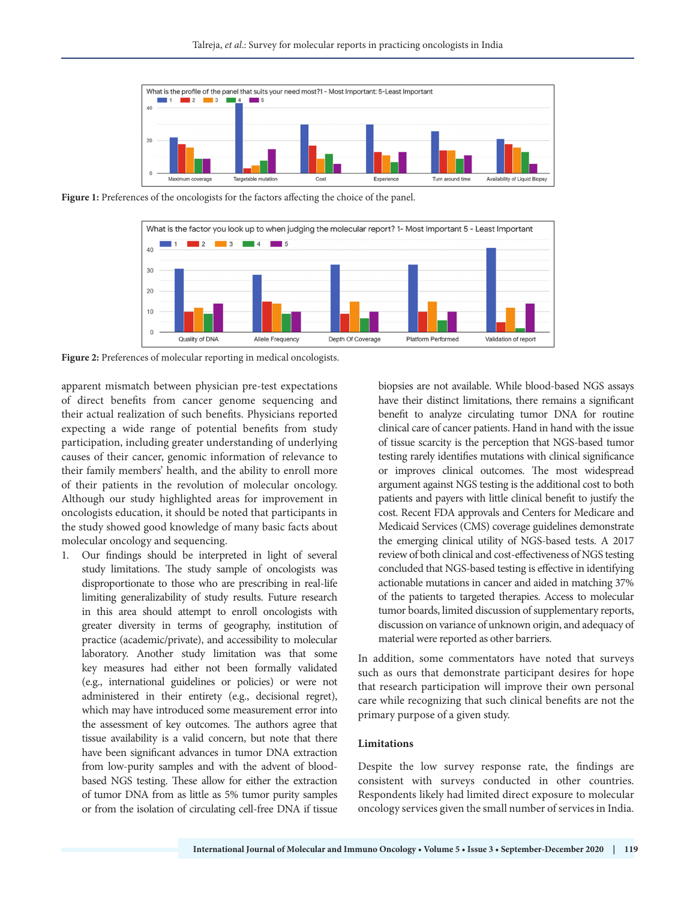Figure 1: Preferences of the oncologists for the factors affecting the choice of the panel.

Figure 2: Preferences of molecular reporting in medical oncologists.

apparent mismatch between physician pre-test expectations of direct benefits from cancer genome sequencing and their actual realization of such benefits. Physicians reported expecting a wide range of potential benefits from study participation, including greater understanding of underlying causes of their cancer, genomic information of relevance to their family members' health, and the ability to enroll more of their patients in the revolution of molecular oncology. Although our study highlighted areas for improvement in oncologists education, it should be noted that participants in the study showed good knowledge of many basic facts about molecular oncology and sequencing.

1. Our findings should be interpreted in light of several study limitations. The study sample of oncologists was disproportionate to those who are prescribing in real-life limiting generalizability of study results. Future research in this area should attempt to enroll oncologists with greater diversity in terms of geography, institution of practice (academic/private), and accessibility to molecular laboratory. Another study limitation was that some key measures had either not been formally validated (e.g., international guidelines or policies) or were not administered in their entirety (e.g., decisional regret), which may have introduced some measurement error into the assessment of key outcomes. The authors agree that tissue availability is a valid concern, but note that there have been significant advances in tumor DNA extraction from low-purity samples and with the advent of blood-based NGS testing. These allow for either the extraction of tumor DNA from as little as 5% tumor purity samples or from the isolation of circulating cell-free DNA if tissue biopsies are not available. While blood-based NGS assays have their distinct limitations, there remains a significant benefit to analyze circulating tumor DNA for routine clinical care of cancer patients. Hand in hand with the issue of tissue scarcity is the perception that NGS-based tumor testing rarely identifies mutations with clinical significance or improves clinical outcomes. The most widespread argument against NGS testing is the additional cost to both patients and payers with little clinical benefit to justify the cost. Recent FDA approvals and Centers for Medicare and Medicaid Services (CMS) coverage guidelines demonstrate the emerging clinical utility of NGS-based tests. A 2017 review of both clinical and cost-effectiveness of NGS testing concluded that NGS-based testing is effective in identifying actionable mutations in cancer and aided in matching 37% of the patients to targeted therapies. Access to molecular tumor boards, limited discussion of supplementary reports, discussion on variance of unknown origin, and adequacy of material were reported as other barriers.

In addition, some commentators have noted that surveys such as ours that demonstrate participant desires for hope that research participation will improve their own personal care while recognizing that such clinical benefits are not the primary purpose of a given study.

## Limitations

Despite the low survey response rate, the findings are consistent with surveys conducted in other countries. Respondents likely had limited direct exposure to molecular oncology services given the small number of services in India.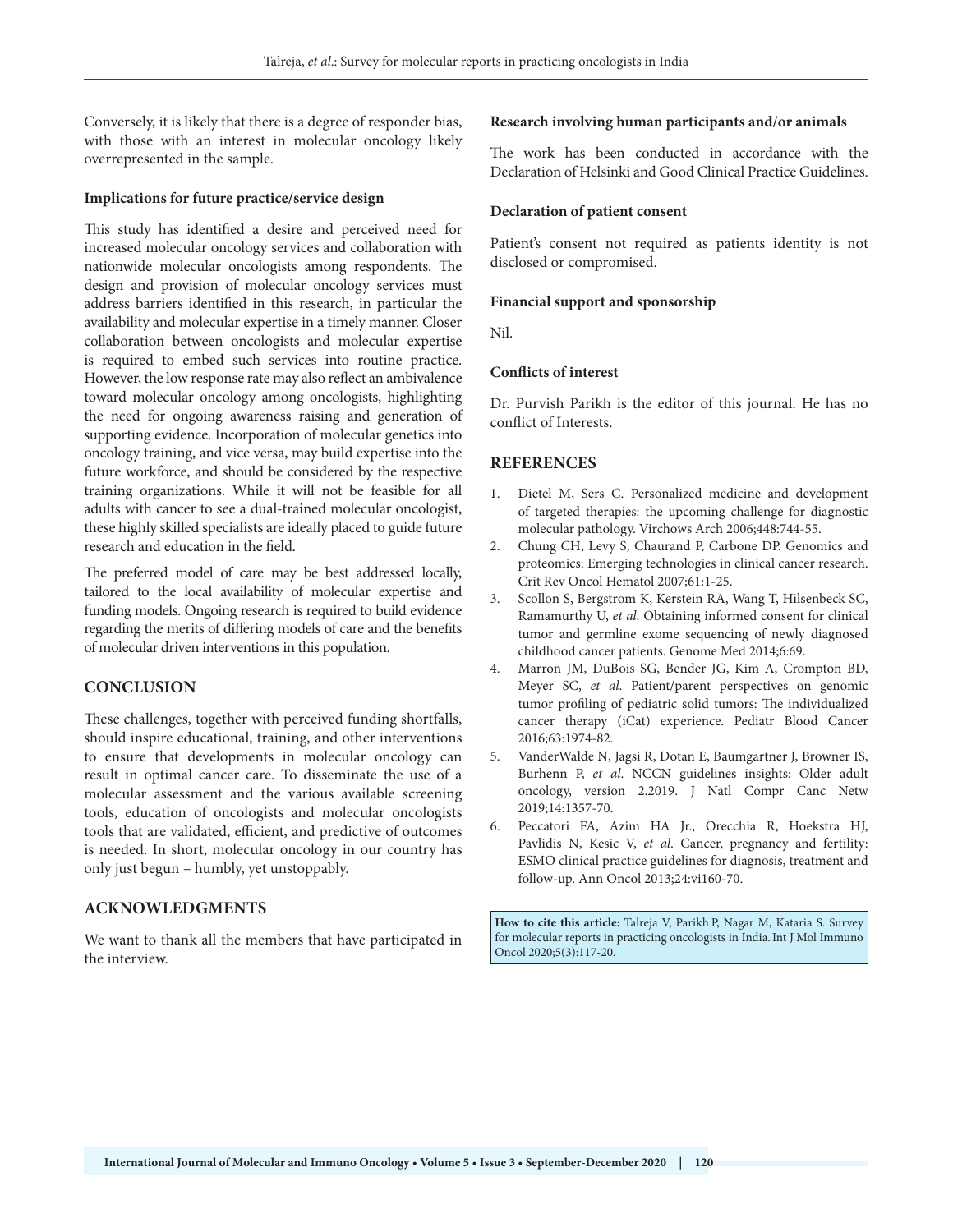Conversely, it is likely that there is a degree of responder bias, with those with an interest in molecular oncology likely overrepresented in the sample.

**Implications for future practice/service design**

This study has identified a desire and perceived need for increased molecular oncology services and collaboration with nationwide molecular oncologists among respondents. The design and provision of molecular oncology services must address barriers identified in this research, in particular the availability and molecular expertise in a timely manner. Closer collaboration between oncologists and molecular expertise is required to embed such services into routine practice. However, the low response rate may also reflect an ambivalence toward molecular oncology among oncologists, highlighting the need for ongoing awareness raising and generation of supporting evidence. Incorporation of molecular genetics into oncology training, and vice versa, may build expertise into the future workforce, and should be considered by the respective training organizations. While it will not be feasible for all adults with cancer to see a dual-trained molecular oncologist, these highly skilled specialists are ideally placed to guide future research and education in the field.

The preferred model of care may be best addressed locally, tailored to the local availability of molecular expertise and funding models. Ongoing research is required to build evidence regarding the merits of differing models of care and the benefits of molecular driven interventions in this population.

## CONCLUSION

These challenges, together with perceived funding shortfalls, should inspire educational, training, and other interventions to ensure that developments in molecular oncology can result in optimal cancer care. To disseminate the use of a molecular assessment and the various available screening tools, education of oncologists and molecular oncologists tools that are validated, efficient, and predictive of outcomes is needed. In short, molecular oncology in our country has only just begun – humbly, yet unstoppably.

## ACKNOWLEDGMENTS

We want to thank all the members that have participated in the interview.

**Research involving human participants and/or animals**

The work has been conducted in accordance with the Declaration of Helsinki and Good Clinical Practice Guidelines.

**Declaration of patient consent**

Patient's consent not required as patients identity is not disclosed or compromised.

**Financial support and sponsorship**

Nil.

**Conflicts of interest**

Dr. Purvish Parikh is the editor of this journal. He has no conflict of Interests.

## REFERENCES

1. Dietel M, Sers C. Personalized medicine and development of targeted therapies: the upcoming challenge for diagnostic molecular pathology. Virchows Arch 2006;448:744-55.
2. Chung CH, Levy S, Chaurand P, Carbone DP. Genomics and proteomics: Emerging technologies in clinical cancer research. Crit Rev Oncol Hematol 2007;61:1-25.
3. Scollon S, Bergstrom K, Kerstein RA, Wang T, Hilsenbeck SC, Ramamurthy U, *et al*. Obtaining informed consent for clinical tumor and germline exome sequencing of newly diagnosed childhood cancer patients. Genome Med 2014;6:69.
4. Marron JM, DuBois SG, Bender JG, Kim A, Crompton BD, Meyer SC, *et al*. Patient/parent perspectives on genomic tumor profiling of pediatric solid tumors: The individualized cancer therapy (iCat) experience. Pediatr Blood Cancer 2016;63:1974-82.
5. VanderWalde N, Jagsi R, Dotan E, Baumgartner J, Browner IS, Burhenn P, *et al*. NCCN guidelines insights: Older adult oncology, version 2.2019. J Natl Compr Canc Netw 2019;14:1357-70.
6. Peccatori FA, Azim HA Jr., Orecchia R, Hoekstra HJ, Pavlidis N, Kesic V, *et al*. Cancer, pregnancy and fertility: ESMO clinical practice guidelines for diagnosis, treatment and follow-up. Ann Oncol 2013;24:vi160-70.

**How to cite this article:** Talreja V, Parikh P, Nagar M, Kataria S. Survey for molecular reports in practicing oncologists in India. Int J Mol Immuno Oncol 2020;5(3):117-20.